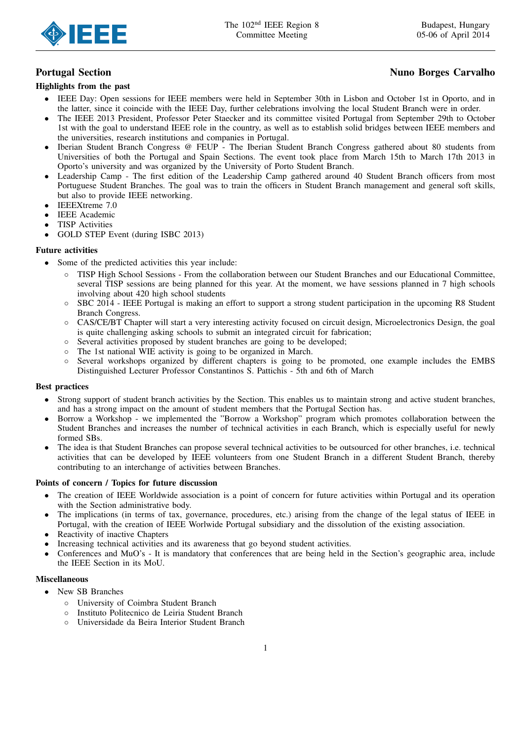## Portugal Section

**Nuno Borges Carvalho**

### Highlights from the past

- IEEE Day: Open sessions for IEEE members were held in September 30th in Lisbon and October 1st in Oporto, and in the latter, since it coincide with the IEEE Day, further celebrations involving the local Student Branch were in order.
- The IEEE 2013 President, Professor Peter Staecker and its committee visited Portugal from September 29th to October 1st with the goal to understand IEEE role in the country, as well as to establish solid bridges between IEEE members and the universities, research institutions and companies in Portugal.
- Iberian Student Branch Congress @ FEUP - The Iberian Student Branch Congress gathered about 80 students from Universities of both the Portugal and Spain Sections. The event took place from March 15th to March 17th 2013 in Oporto's university and was organized by the University of Porto Student Branch.
- Leadership Camp - The first edition of the Leadership Camp gathered around 40 Student Branch officers from most Portuguese Student Branches. The goal was to train the officers in Student Branch management and general soft skills, but also to provide IEEE networking.
- IEEEXtreme 7.0
- IEEE Academic
- TISP Activities
- GOLD STEP Event (during ISBC 2013)

### Future activities

- Some of the predicted activities this year include:
  - TISP High School Sessions - From the collaboration between our Student Branches and our Educational Committee, several TISP sessions are being planned for this year. At the moment, we have sessions planned in 7 high schools involving about 420 high school students
  - SBC 2014 - IEEE Portugal is making an effort to support a strong student participation in the upcoming R8 Student Branch Congress.
  - CAS/CE/BT Chapter will start a very interesting activity focused on circuit design, Microelectronics Design, the goal is quite challenging asking schools to submit an integrated circuit for fabrication;
  - Several activities proposed by student branches are going to be developed;
  - The 1st national WIE activity is going to be organized in March.
  - Several workshops organized by different chapters is going to be promoted, one example includes the EMBS Distinguished Lecturer Professor Constantinos S. Pattichis - 5th and 6th of March

### Best practices

- Strong support of student branch activities by the Section. This enables us to maintain strong and active student branches, and has a strong impact on the amount of student members that the Portugal Section has.
- Borrow a Workshop - we implemented the "Borrow a Workshop" program which promotes collaboration between the Student Branches and increases the number of technical activities in each Branch, which is especially useful for newly formed SBs.
- The idea is that Student Branches can propose several technical activities to be outsourced for other branches, i.e. technical activities that can be developed by IEEE volunteers from one Student Branch in a different Student Branch, thereby contributing to an interchange of activities between Branches.

### Points of concern / Topics for future discussion

- The creation of IEEE Worldwide association is a point of concern for future activities within Portugal and its operation with the Section administrative body.
- The implications (in terms of tax, governance, procedures, etc.) arising from the change of the legal status of IEEE in Portugal, with the creation of IEEE Worlwide Portugal subsidiary and the dissolution of the existing association.
- Reactivity of inactive Chapters
- Increasing technical activities and its awareness that go beyond student activities.
- Conferences and MuO's - It is mandatory that conferences that are being held in the Section's geographic area, include the IEEE Section in its MoU.

### Miscellaneous

- New SB Branches
  - University of Coimbra Student Branch
  - Instituto Politecnico de Leiria Student Branch
  - Universidade da Beira Interior Student Branch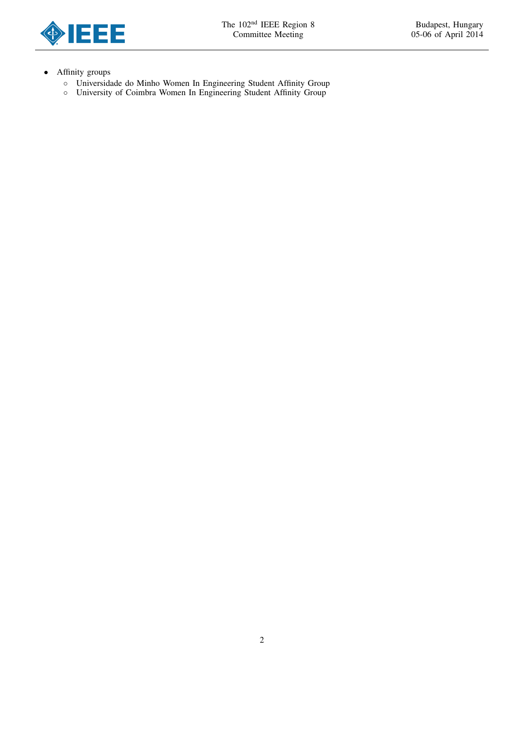- Affinity groups
  - Universidade do Minho Women In Engineering Student Affinity Group
  - University of Coimbra Women In Engineering Student Affinity Group